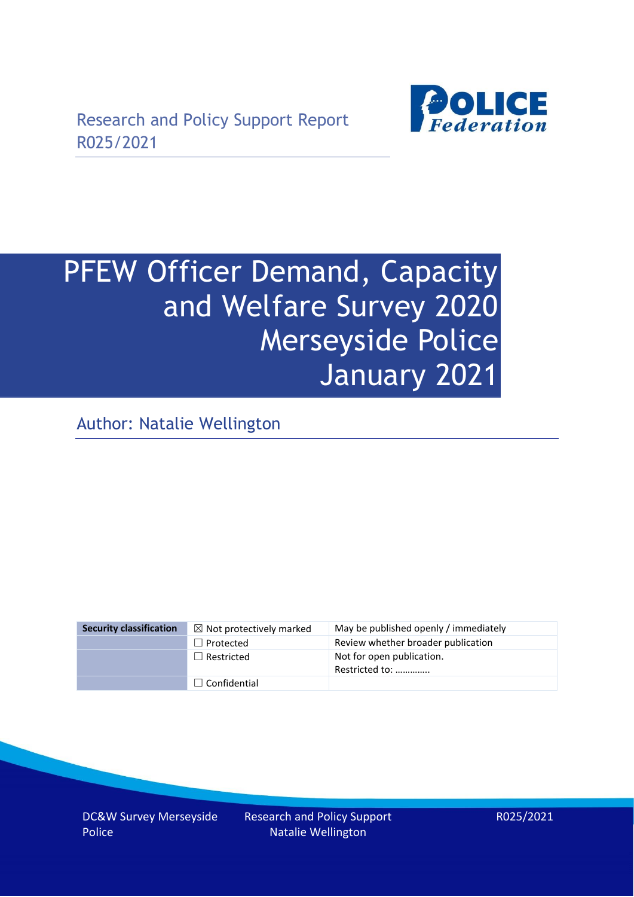Research and Policy Support Report
R025/2021

# PFEW Officer Demand, Capacity and Welfare Survey 2020 Merseyside Police January 2021

Author: Natalie Wellington

| Security classification | ☒ Not protectively marked | May be published openly / immediately |
|---|---|---|
| | ☐ Protected | Review whether broader publication |
| | ☐ Restricted | Not for open publication. Restricted to: …………. |
| | ☐ Confidential | |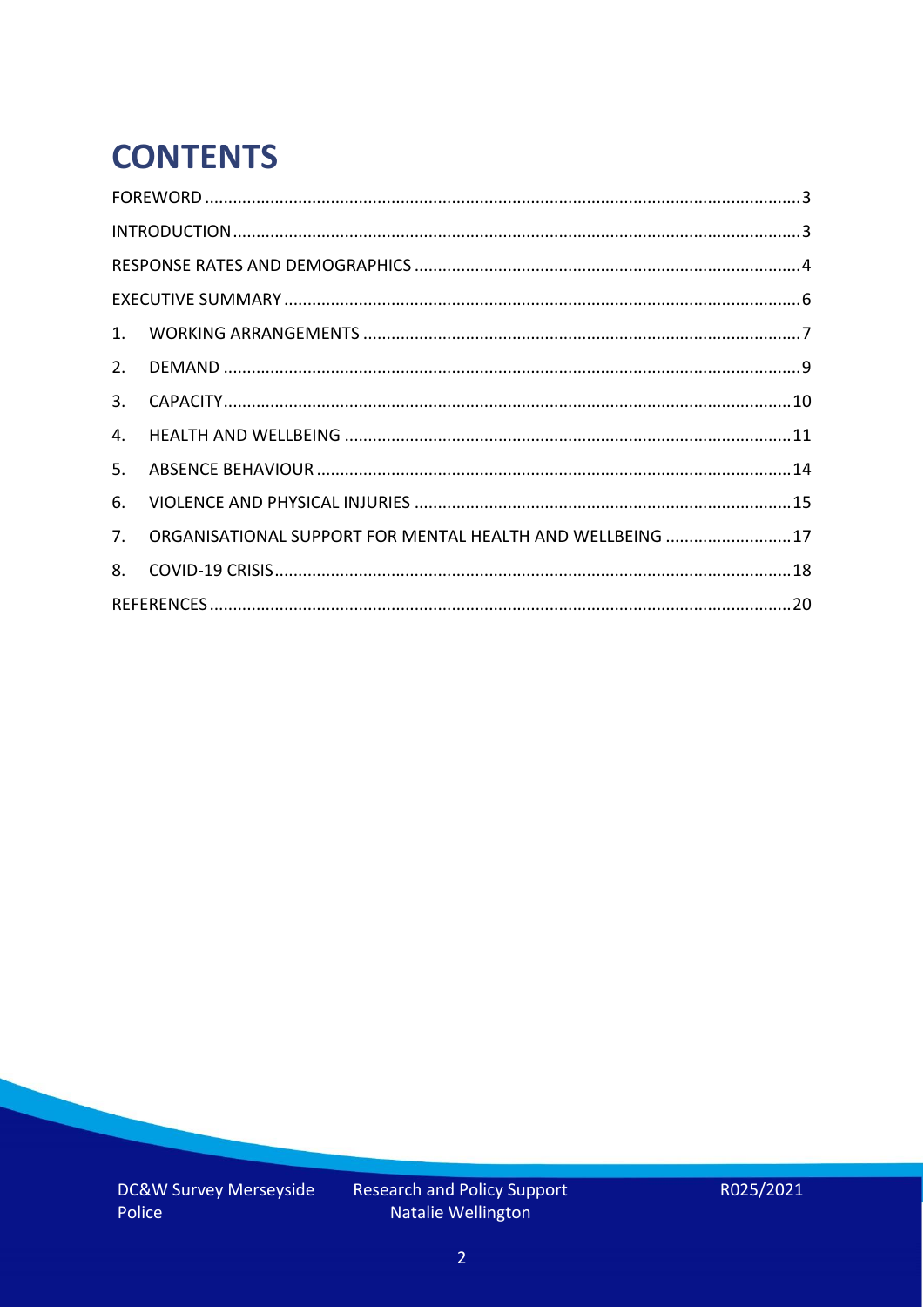# CONTENTS

FOREWORD ........................................................................................................................ 3

INTRODUCTION ................................................................................................................... 3

RESPONSE RATES AND DEMOGRAPHICS ............................................................................. 4

EXECUTIVE SUMMARY ........................................................................................................ 6

1. WORKING ARRANGEMENTS ........................................................................................ 7
2. DEMAND .................................................................................................................... 9
3. CAPACITY .................................................................................................................. 10
4. HEALTH AND WELLBEING .......................................................................................... 11
5. ABSENCE BEHAVIOUR ................................................................................................ 14
6. VIOLENCE AND PHYSICAL INJURIES ........................................................................... 15
7. ORGANISATIONAL SUPPORT FOR MENTAL HEALTH AND WELLBEING .......................... 17
8. COVID-19 CRISIS ......................................................................................................... 18

REFERENCES ...................................................................................................................... 20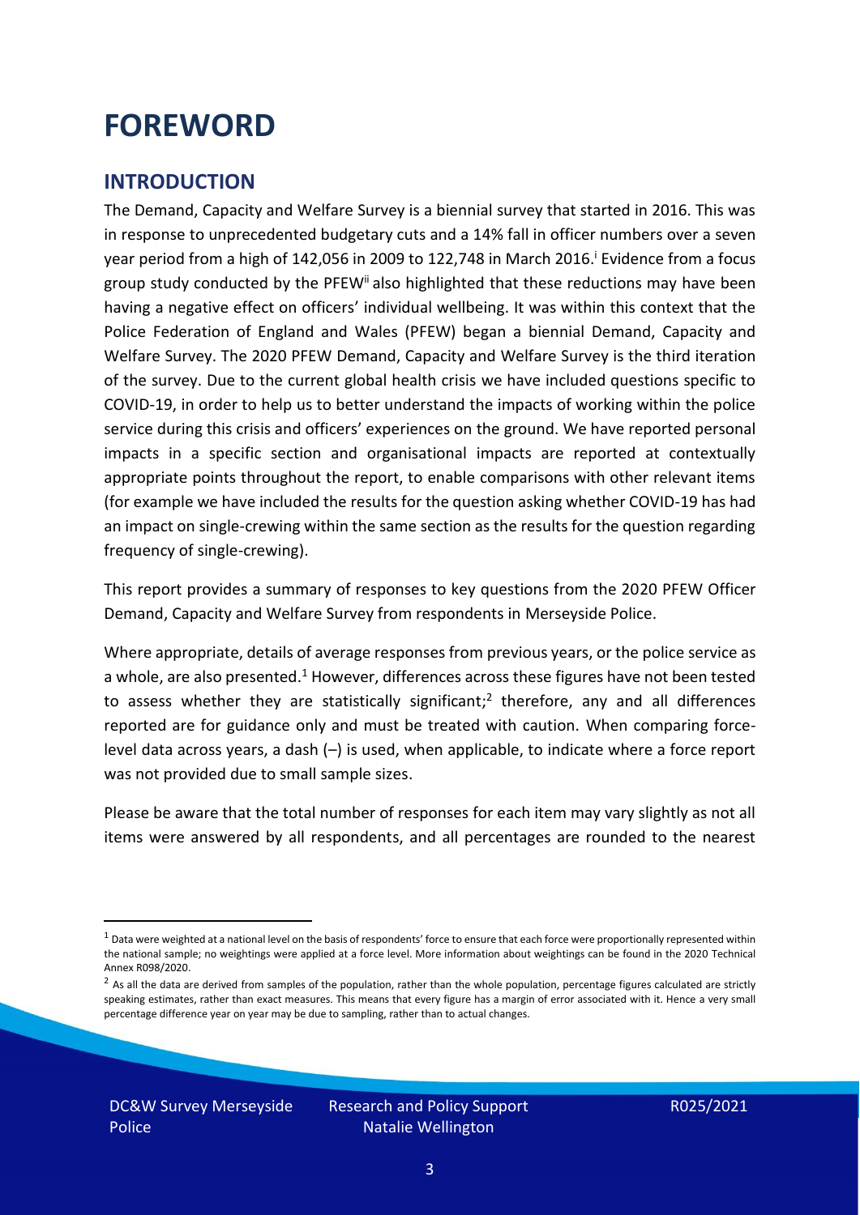# FOREWORD

## INTRODUCTION

The Demand, Capacity and Welfare Survey is a biennial survey that started in 2016. This was in response to unprecedented budgetary cuts and a 14% fall in officer numbers over a seven year period from a high of 142,056 in 2009 to 122,748 in March 2016.[i] Evidence from a focus group study conducted by the PFEW[ii] also highlighted that these reductions may have been having a negative effect on officers' individual wellbeing. It was within this context that the Police Federation of England and Wales (PFEW) began a biennial Demand, Capacity and Welfare Survey. The 2020 PFEW Demand, Capacity and Welfare Survey is the third iteration of the survey. Due to the current global health crisis we have included questions specific to COVID-19, in order to help us to better understand the impacts of working within the police service during this crisis and officers' experiences on the ground. We have reported personal impacts in a specific section and organisational impacts are reported at contextually appropriate points throughout the report, to enable comparisons with other relevant items (for example we have included the results for the question asking whether COVID-19 has had an impact on single-crewing within the same section as the results for the question regarding frequency of single-crewing).

This report provides a summary of responses to key questions from the 2020 PFEW Officer Demand, Capacity and Welfare Survey from respondents in Merseyside Police.

Where appropriate, details of average responses from previous years, or the police service as a whole, are also presented.[1] However, differences across these figures have not been tested to assess whether they are statistically significant;[2] therefore, any and all differences reported are for guidance only and must be treated with caution. When comparing force-level data across years, a dash (–) is used, when applicable, to indicate where a force report was not provided due to small sample sizes.

Please be aware that the total number of responses for each item may vary slightly as not all items were answered by all respondents, and all percentages are rounded to the nearest

[1] Data were weighted at a national level on the basis of respondents' force to ensure that each force were proportionally represented within the national sample; no weightings were applied at a force level. More information about weightings can be found in the 2020 Technical Annex R098/2020.

[2] As all the data are derived from samples of the population, rather than the whole population, percentage figures calculated are strictly speaking estimates, rather than exact measures. This means that every figure has a margin of error associated with it. Hence a very small percentage difference year on year may be due to sampling, rather than to actual changes.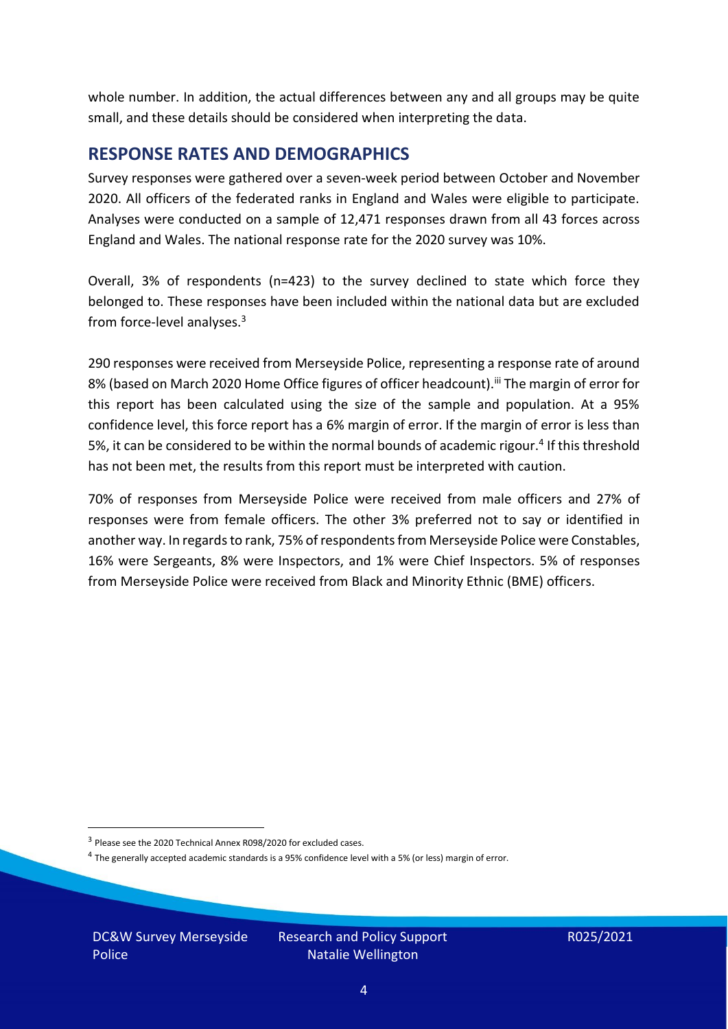whole number. In addition, the actual differences between any and all groups may be quite small, and these details should be considered when interpreting the data.

## RESPONSE RATES AND DEMOGRAPHICS

Survey responses were gathered over a seven-week period between October and November 2020. All officers of the federated ranks in England and Wales were eligible to participate. Analyses were conducted on a sample of 12,471 responses drawn from all 43 forces across England and Wales. The national response rate for the 2020 survey was 10%.

Overall, 3% of respondents (n=423) to the survey declined to state which force they belonged to. These responses have been included within the national data but are excluded from force-level analyses.[3]

290 responses were received from Merseyside Police, representing a response rate of around 8% (based on March 2020 Home Office figures of officer headcount).[iii] The margin of error for this report has been calculated using the size of the sample and population. At a 95% confidence level, this force report has a 6% margin of error. If the margin of error is less than 5%, it can be considered to be within the normal bounds of academic rigour.[4] If this threshold has not been met, the results from this report must be interpreted with caution.

70% of responses from Merseyside Police were received from male officers and 27% of responses were from female officers. The other 3% preferred not to say or identified in another way. In regards to rank, 75% of respondents from Merseyside Police were Constables, 16% were Sergeants, 8% were Inspectors, and 1% were Chief Inspectors. 5% of responses from Merseyside Police were received from Black and Minority Ethnic (BME) officers.

[3] Please see the 2020 Technical Annex R098/2020 for excluded cases.

[4] The generally accepted academic standards is a 95% confidence level with a 5% (or less) margin of error.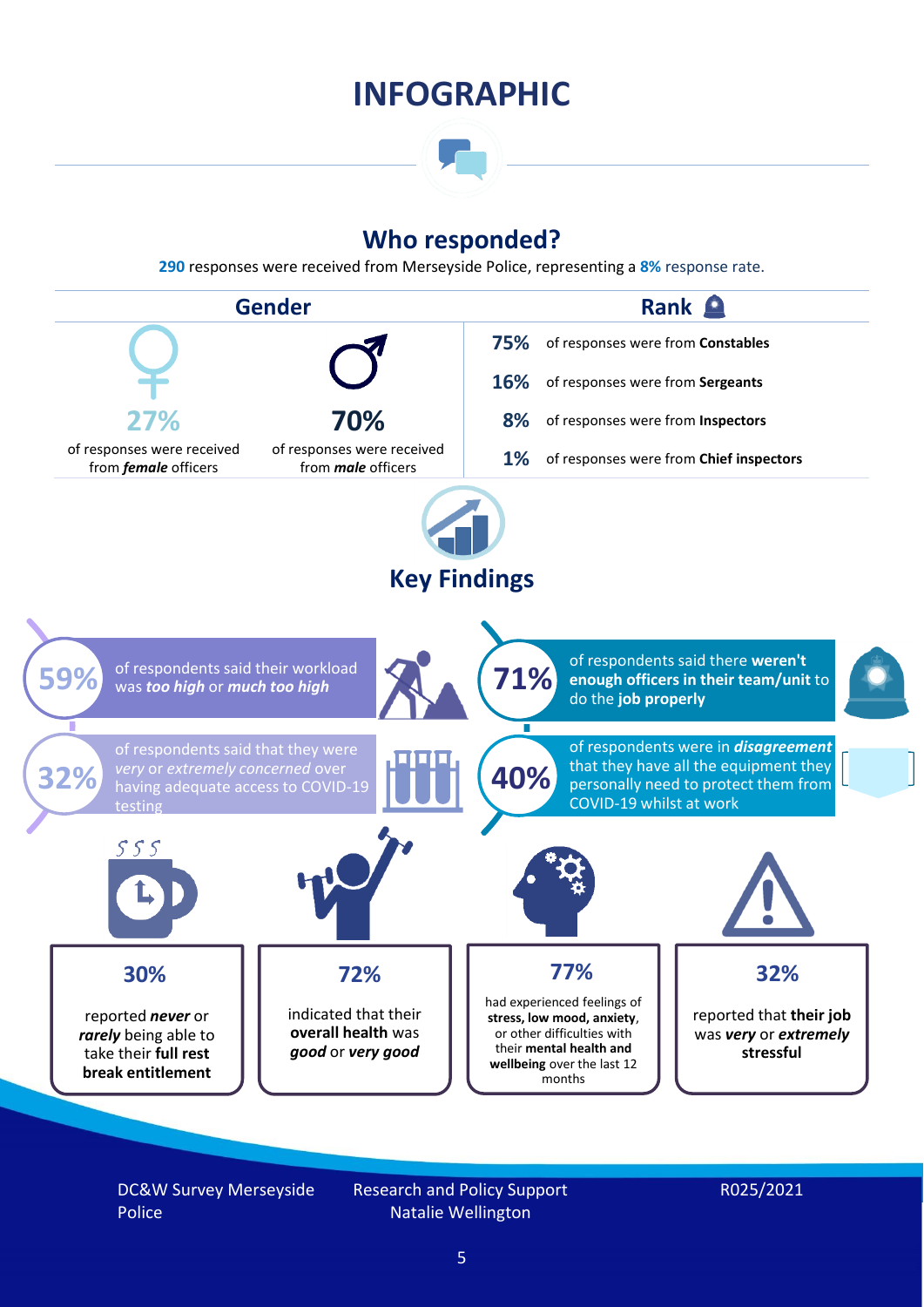# INFOGRAPHIC

## Who responded?

**290** responses were received from Merseyside Police, representing a **8%** response rate.

### Gender

**27%** of responses were received from ***female*** officers

**70%** of responses were received from ***male*** officers

### Rank

**75%** of responses were from **Constables**

**16%** of responses were from **Sergeants**

**8%** of responses were from **Inspectors**

**1%** of responses were from **Chief inspectors**

## Key Findings

**59%** of respondents said their workload was ***too high*** or ***much too high***

**71%** of respondents said there **weren't enough officers in their team/unit** to do the **job properly**

**32%** of respondents said that they were *very* or *extremely concerned* over having adequate access to COVID-19 testing

**40%** of respondents were in ***disagreement*** that they have all the equipment they personally need to protect them from COVID-19 whilst at work

**30%** reported ***never*** or ***rarely*** being able to take their **full rest break entitlement**

**72%** indicated that their **overall health** was ***good*** or ***very good***

**77%** had experienced feelings of **stress, low mood, anxiety**, or other difficulties with their **mental health and wellbeing** over the last 12 months

**32%** reported that **their job** was ***very*** or ***extremely*** **stressful**

DC&W Survey Merseyside Police

Research and Policy Support
Natalie Wellington

R025/2021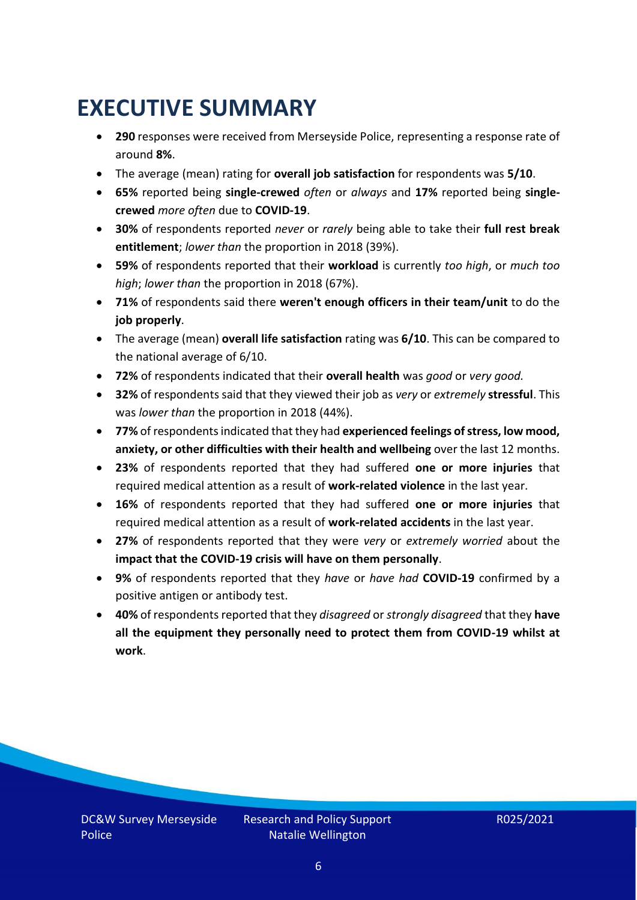# EXECUTIVE SUMMARY

- **290** responses were received from Merseyside Police, representing a response rate of around **8%**.
- The average (mean) rating for **overall job satisfaction** for respondents was **5/10**.
- **65%** reported being **single-crewed** *often* or *always* and **17%** reported being **single-crewed** *more often* due to **COVID-19**.
- **30%** of respondents reported *never* or *rarely* being able to take their **full rest break entitlement**; *lower than* the proportion in 2018 (39%).
- **59%** of respondents reported that their **workload** is currently *too high*, or *much too high*; *lower than* the proportion in 2018 (67%).
- **71%** of respondents said there **weren't enough officers in their team/unit** to do the **job properly**.
- The average (mean) **overall life satisfaction** rating was **6/10**. This can be compared to the national average of 6/10.
- **72%** of respondents indicated that their **overall health** was *good* or *very good.*
- **32%** of respondents said that they viewed their job as *very* or *extremely* **stressful**. This was *lower than* the proportion in 2018 (44%).
- **77%** of respondents indicated that they had **experienced feelings of stress, low mood, anxiety, or other difficulties with their health and wellbeing** over the last 12 months.
- **23%** of respondents reported that they had suffered **one or more injuries** that required medical attention as a result of **work-related violence** in the last year.
- **16%** of respondents reported that they had suffered **one or more injuries** that required medical attention as a result of **work-related accidents** in the last year.
- **27%** of respondents reported that they were *very* or *extremely worried* about the **impact that the COVID-19 crisis will have on them personally**.
- **9%** of respondents reported that they *have* or *have had* **COVID-19** confirmed by a positive antigen or antibody test.
- **40%** of respondents reported that they *disagreed* or *strongly disagreed* that they **have all the equipment they personally need to protect them from COVID-19 whilst at work**.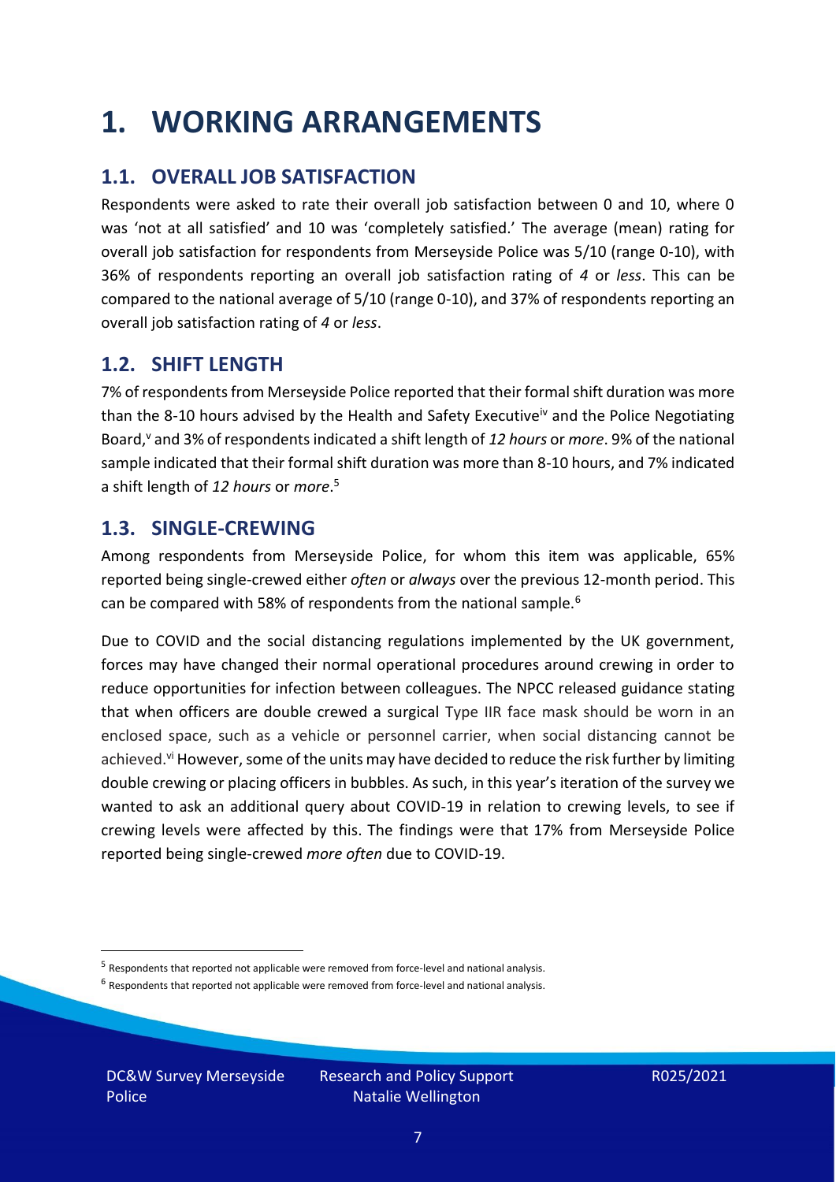# 1. WORKING ARRANGEMENTS

## 1.1. OVERALL JOB SATISFACTION

Respondents were asked to rate their overall job satisfaction between 0 and 10, where 0 was 'not at all satisfied' and 10 was 'completely satisfied.' The average (mean) rating for overall job satisfaction for respondents from Merseyside Police was 5/10 (range 0-10), with 36% of respondents reporting an overall job satisfaction rating of *4* or *less*. This can be compared to the national average of 5/10 (range 0-10), and 37% of respondents reporting an overall job satisfaction rating of *4* or *less*.

## 1.2. SHIFT LENGTH

7% of respondents from Merseyside Police reported that their formal shift duration was more than the 8-10 hours advised by the Health and Safety Executive[iv] and the Police Negotiating Board,[v] and 3% of respondents indicated a shift length of *12 hours* or *more*. 9% of the national sample indicated that their formal shift duration was more than 8-10 hours, and 7% indicated a shift length of *12 hours* or *more*.[5]

## 1.3. SINGLE-CREWING

Among respondents from Merseyside Police, for whom this item was applicable, 65% reported being single-crewed either *often* or *always* over the previous 12-month period. This can be compared with 58% of respondents from the national sample.[6]

Due to COVID and the social distancing regulations implemented by the UK government, forces may have changed their normal operational procedures around crewing in order to reduce opportunities for infection between colleagues. The NPCC released guidance stating that when officers are double crewed a surgical Type IIR face mask should be worn in an enclosed space, such as a vehicle or personnel carrier, when social distancing cannot be achieved.[vi] However, some of the units may have decided to reduce the risk further by limiting double crewing or placing officers in bubbles. As such, in this year's iteration of the survey we wanted to ask an additional query about COVID-19 in relation to crewing levels, to see if crewing levels were affected by this. The findings were that 17% from Merseyside Police reported being single-crewed *more often* due to COVID-19.

[5] Respondents that reported not applicable were removed from force-level and national analysis.

[6] Respondents that reported not applicable were removed from force-level and national analysis.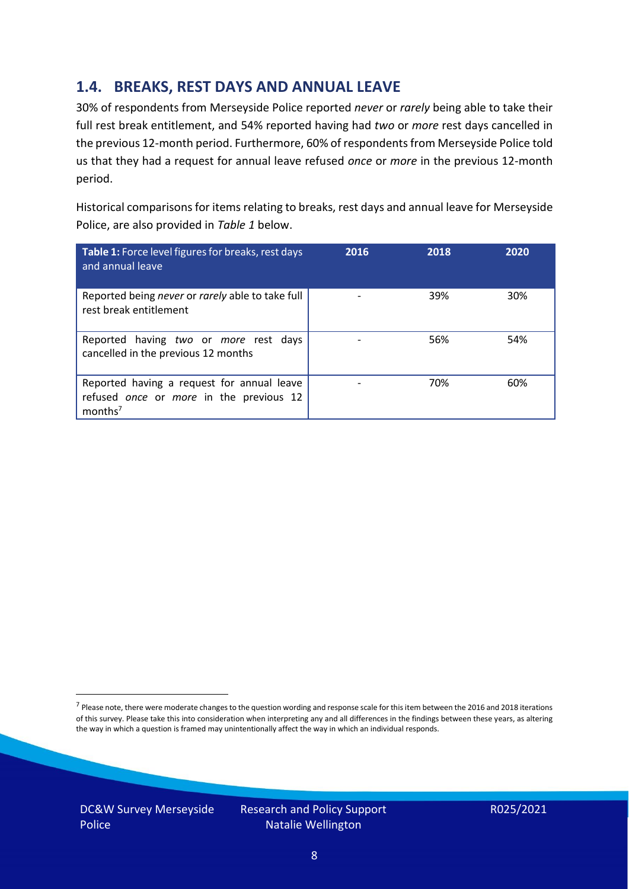## 1.4. BREAKS, REST DAYS AND ANNUAL LEAVE

30% of respondents from Merseyside Police reported *never* or *rarely* being able to take their full rest break entitlement, and 54% reported having had *two* or *more* rest days cancelled in the previous 12-month period. Furthermore, 60% of respondents from Merseyside Police told us that they had a request for annual leave refused *once* or *more* in the previous 12-month period.

Historical comparisons for items relating to breaks, rest days and annual leave for Merseyside Police, are also provided in *Table 1* below.

| **Table 1:** Force level figures for breaks, rest days and annual leave | 2016 | 2018 | 2020 |
|---|---|---|---|
| Reported being *never* or *rarely* able to take full rest break entitlement | - | 39% | 30% |
| Reported having *two* or *more* rest days cancelled in the previous 12 months | - | 56% | 54% |
| Reported having a request for annual leave refused *once* or *more* in the previous 12 months[7] | - | 70% | 60% |

[7] Please note, there were moderate changes to the question wording and response scale for this item between the 2016 and 2018 iterations of this survey. Please take this into consideration when interpreting any and all differences in the findings between these years, as altering the way in which a question is framed may unintentionally affect the way in which an individual responds.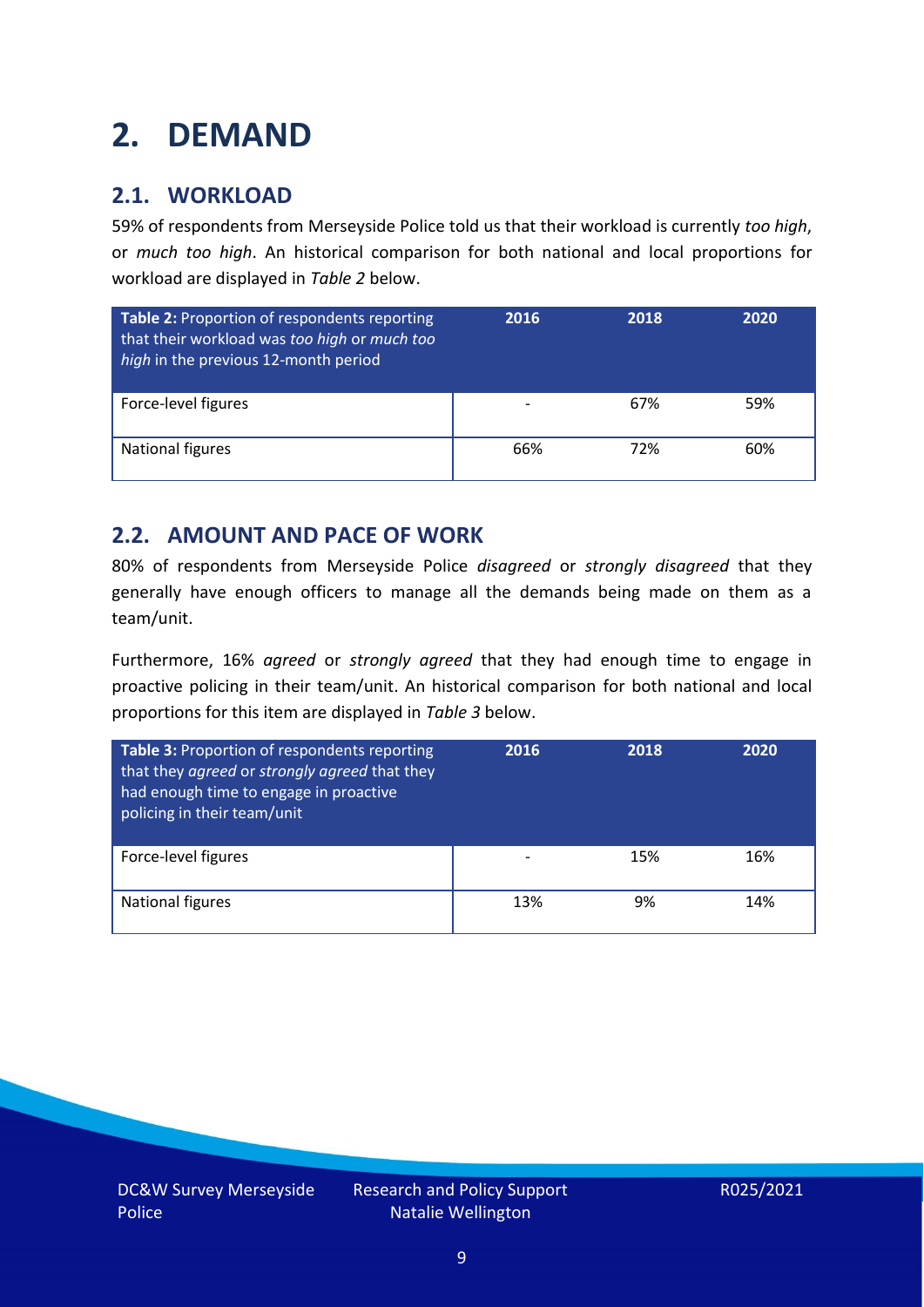# 2. DEMAND

## 2.1. WORKLOAD

59% of respondents from Merseyside Police told us that their workload is currently *too high*, or *much too high*. An historical comparison for both national and local proportions for workload are displayed in *Table 2* below.

| **Table 2:** Proportion of respondents reporting that their workload was *too high* or *much too high* in the previous 12-month period | 2016 | 2018 | 2020 |
|---|---|---|---|
| Force-level figures | - | 67% | 59% |
| National figures | 66% | 72% | 60% |

## 2.2. AMOUNT AND PACE OF WORK

80% of respondents from Merseyside Police *disagreed* or *strongly disagreed* that they generally have enough officers to manage all the demands being made on them as a team/unit.

Furthermore, 16% *agreed* or *strongly agreed* that they had enough time to engage in proactive policing in their team/unit. An historical comparison for both national and local proportions for this item are displayed in *Table 3* below.

| **Table 3:** Proportion of respondents reporting that they *agreed* or *strongly agreed* that they had enough time to engage in proactive policing in their team/unit | 2016 | 2018 | 2020 |
|---|---|---|---|
| Force-level figures | - | 15% | 16% |
| National figures | 13% | 9% | 14% |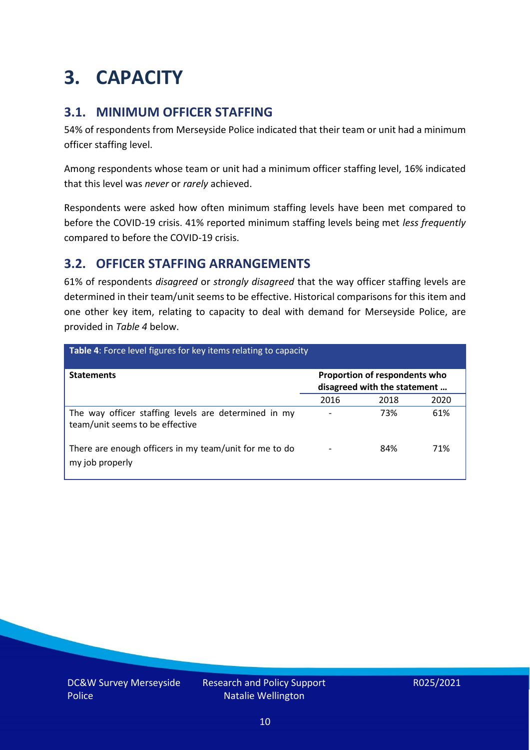# 3. CAPACITY

## 3.1. MINIMUM OFFICER STAFFING

54% of respondents from Merseyside Police indicated that their team or unit had a minimum officer staffing level.

Among respondents whose team or unit had a minimum officer staffing level, 16% indicated that this level was *never* or *rarely* achieved.

Respondents were asked how often minimum staffing levels have been met compared to before the COVID-19 crisis. 41% reported minimum staffing levels being met *less frequently* compared to before the COVID-19 crisis.

## 3.2. OFFICER STAFFING ARRANGEMENTS

61% of respondents *disagreed* or *strongly disagreed* that the way officer staffing levels are determined in their team/unit seems to be effective. Historical comparisons for this item and one other key item, relating to capacity to deal with demand for Merseyside Police, are provided in *Table 4* below.

**Table 4**: Force level figures for key items relating to capacity

| Statements | Proportion of respondents who disagreed with the statement … | | |
|---|---|---|---|
| | 2016 | 2018 | 2020 |
| The way officer staffing levels are determined in my team/unit seems to be effective | - | 73% | 61% |
| There are enough officers in my team/unit for me to do my job properly | - | 84% | 71% |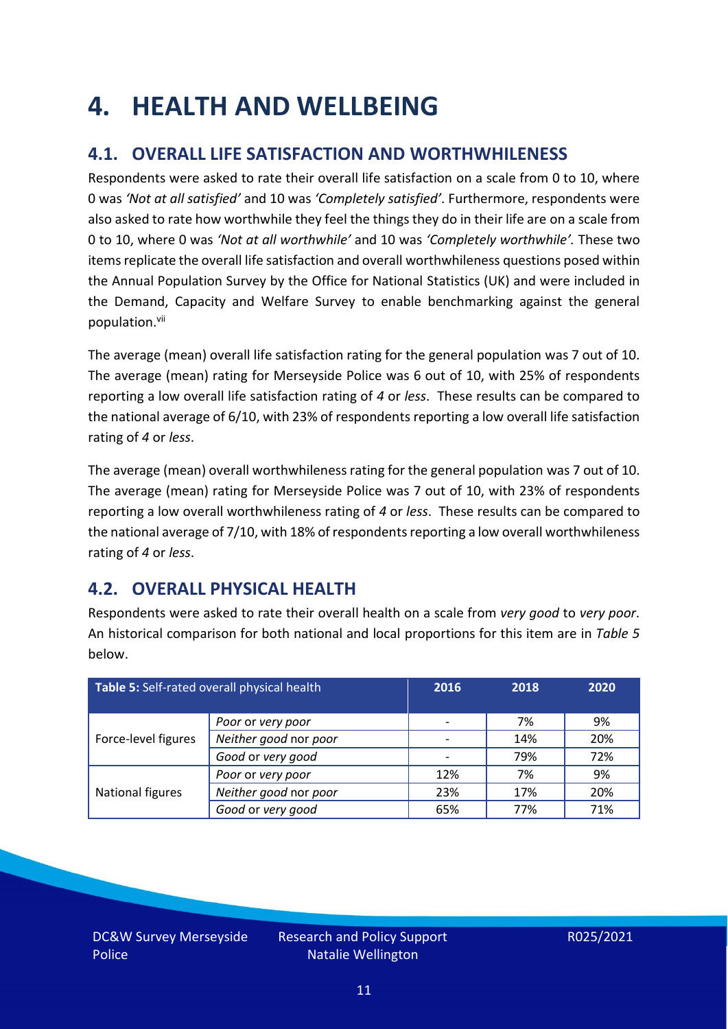# 4. HEALTH AND WELLBEING

## 4.1. OVERALL LIFE SATISFACTION AND WORTHWHILENESS

Respondents were asked to rate their overall life satisfaction on a scale from 0 to 10, where 0 was *'Not at all satisfied'* and 10 was *'Completely satisfied'*. Furthermore, respondents were also asked to rate how worthwhile they feel the things they do in their life are on a scale from 0 to 10, where 0 was *'Not at all worthwhile'* and 10 was *'Completely worthwhile'.* These two items replicate the overall life satisfaction and overall worthwhileness questions posed within the Annual Population Survey by the Office for National Statistics (UK) and were included in the Demand, Capacity and Welfare Survey to enable benchmarking against the general population.[vii]

The average (mean) overall life satisfaction rating for the general population was 7 out of 10. The average (mean) rating for Merseyside Police was 6 out of 10, with 25% of respondents reporting a low overall life satisfaction rating of *4* or *less*. These results can be compared to the national average of 6/10, with 23% of respondents reporting a low overall life satisfaction rating of *4* or *less*.

The average (mean) overall worthwhileness rating for the general population was 7 out of 10. The average (mean) rating for Merseyside Police was 7 out of 10, with 23% of respondents reporting a low overall worthwhileness rating of *4* or *less*. These results can be compared to the national average of 7/10, with 18% of respondents reporting a low overall worthwhileness rating of *4* or *less*.

## 4.2. OVERALL PHYSICAL HEALTH

Respondents were asked to rate their overall health on a scale from *very good* to *very poor*. An historical comparison for both national and local proportions for this item are in *Table 5* below.

| **Table 5:** Self-rated overall physical health | | 2016 | 2018 | 2020 |
|---|---|---|---|---|
| Force-level figures | *Poor* or *very poor* | - | 7% | 9% |
| | *Neither good* nor *poor* | - | 14% | 20% |
| | *Good* or *very good* | - | 79% | 72% |
| National figures | *Poor* or *very poor* | 12% | 7% | 9% |
| | *Neither good* nor *poor* | 23% | 17% | 20% |
| | *Good* or *very good* | 65% | 77% | 71% |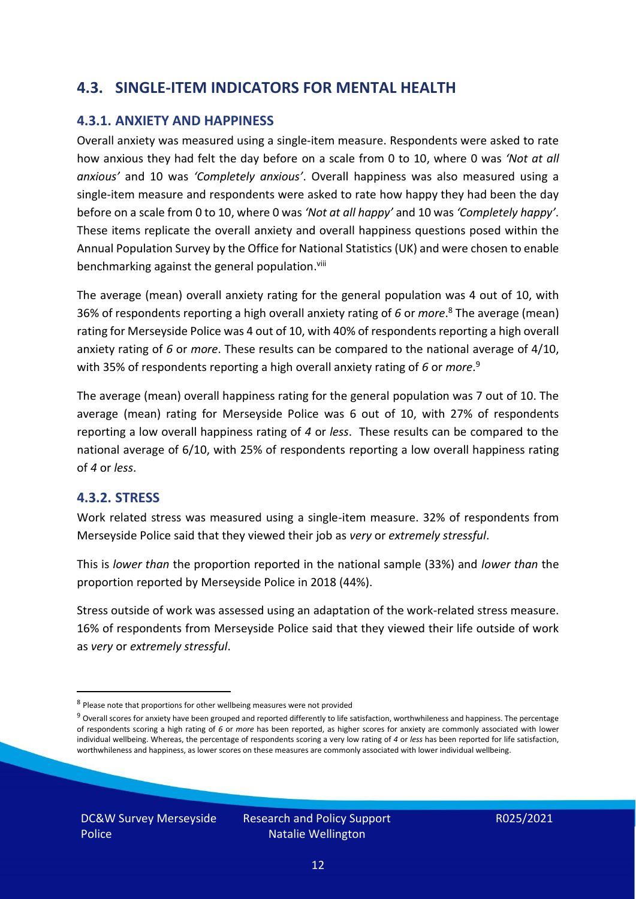## 4.3. SINGLE-ITEM INDICATORS FOR MENTAL HEALTH

### 4.3.1. ANXIETY AND HAPPINESS

Overall anxiety was measured using a single-item measure. Respondents were asked to rate how anxious they had felt the day before on a scale from 0 to 10, where 0 was *'Not at all anxious'* and 10 was *'Completely anxious'*. Overall happiness was also measured using a single-item measure and respondents were asked to rate how happy they had been the day before on a scale from 0 to 10, where 0 was *'Not at all happy'* and 10 was *'Completely happy'*. These items replicate the overall anxiety and overall happiness questions posed within the Annual Population Survey by the Office for National Statistics (UK) and were chosen to enable benchmarking against the general population.[viii]

The average (mean) overall anxiety rating for the general population was 4 out of 10, with 36% of respondents reporting a high overall anxiety rating of *6* or *more*.[8] The average (mean) rating for Merseyside Police was 4 out of 10, with 40% of respondents reporting a high overall anxiety rating of *6* or *more*. These results can be compared to the national average of 4/10, with 35% of respondents reporting a high overall anxiety rating of *6* or *more*.[9]

The average (mean) overall happiness rating for the general population was 7 out of 10. The average (mean) rating for Merseyside Police was 6 out of 10, with 27% of respondents reporting a low overall happiness rating of *4* or *less*. These results can be compared to the national average of 6/10, with 25% of respondents reporting a low overall happiness rating of *4* or *less*.

### 4.3.2. STRESS

Work related stress was measured using a single-item measure. 32% of respondents from Merseyside Police said that they viewed their job as *very* or *extremely stressful*.

This is *lower than* the proportion reported in the national sample (33%) and *lower than* the proportion reported by Merseyside Police in 2018 (44%).

Stress outside of work was assessed using an adaptation of the work-related stress measure. 16% of respondents from Merseyside Police said that they viewed their life outside of work as *very* or *extremely stressful*.

---

[8] Please note that proportions for other wellbeing measures were not provided

[9] Overall scores for anxiety have been grouped and reported differently to life satisfaction, worthwhileness and happiness. The percentage of respondents scoring a high rating of *6* or *more* has been reported, as higher scores for anxiety are commonly associated with lower individual wellbeing. Whereas, the percentage of respondents scoring a very low rating of *4* or *less* has been reported for life satisfaction, worthwhileness and happiness, as lower scores on these measures are commonly associated with lower individual wellbeing.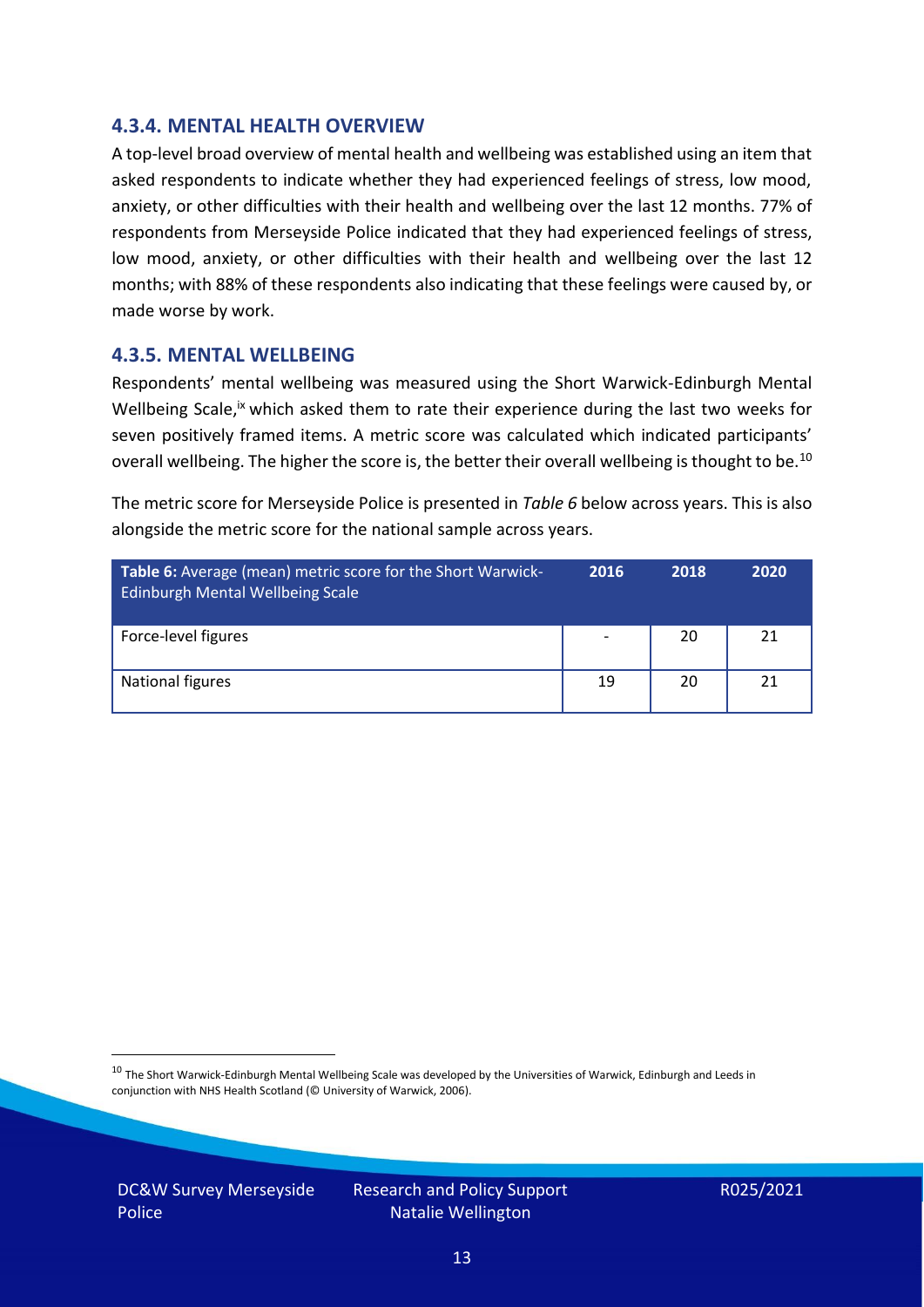### 4.3.4. MENTAL HEALTH OVERVIEW

A top-level broad overview of mental health and wellbeing was established using an item that asked respondents to indicate whether they had experienced feelings of stress, low mood, anxiety, or other difficulties with their health and wellbeing over the last 12 months. 77% of respondents from Merseyside Police indicated that they had experienced feelings of stress, low mood, anxiety, or other difficulties with their health and wellbeing over the last 12 months; with 88% of these respondents also indicating that these feelings were caused by, or made worse by work.

### 4.3.5. MENTAL WELLBEING

Respondents' mental wellbeing was measured using the Short Warwick-Edinburgh Mental Wellbeing Scale,[ix] which asked them to rate their experience during the last two weeks for seven positively framed items. A metric score was calculated which indicated participants' overall wellbeing. The higher the score is, the better their overall wellbeing is thought to be.[10]

The metric score for Merseyside Police is presented in *Table 6* below across years. This is also alongside the metric score for the national sample across years.

| **Table 6:** Average (mean) metric score for the Short Warwick-Edinburgh Mental Wellbeing Scale | 2016 | 2018 | 2020 |
|---|---|---|---|
| Force-level figures | - | 20 | 21 |
| National figures | 19 | 20 | 21 |

[10] The Short Warwick-Edinburgh Mental Wellbeing Scale was developed by the Universities of Warwick, Edinburgh and Leeds in conjunction with NHS Health Scotland (© University of Warwick, 2006).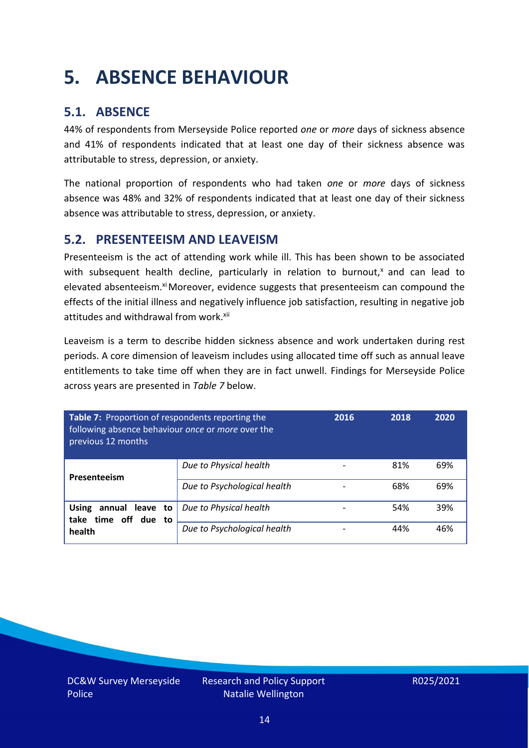# 5. ABSENCE BEHAVIOUR

## 5.1. ABSENCE

44% of respondents from Merseyside Police reported *one* or *more* days of sickness absence and 41% of respondents indicated that at least one day of their sickness absence was attributable to stress, depression, or anxiety.

The national proportion of respondents who had taken *one* or *more* days of sickness absence was 48% and 32% of respondents indicated that at least one day of their sickness absence was attributable to stress, depression, or anxiety.

## 5.2. PRESENTEEISM AND LEAVEISM

Presenteeism is the act of attending work while ill. This has been shown to be associated with subsequent health decline, particularly in relation to burnout,[x] and can lead to elevated absenteeism.[xi] Moreover, evidence suggests that presenteeism can compound the effects of the initial illness and negatively influence job satisfaction, resulting in negative job attitudes and withdrawal from work.[xii]

Leaveism is a term to describe hidden sickness absence and work undertaken during rest periods. A core dimension of leaveism includes using allocated time off such as annual leave entitlements to take time off when they are in fact unwell. Findings for Merseyside Police across years are presented in *Table 7* below.

| **Table 7:** Proportion of respondents reporting the following absence behaviour *once* or *more* over the previous 12 months | | 2016 | 2018 | 2020 |
|---|---|---|---|---|
| **Presenteeism** | *Due to Physical health* | - | 81% | 69% |
| | *Due to Psychological health* | - | 68% | 69% |
| **Using annual leave to take time off due to health** | *Due to Physical health* | - | 54% | 39% |
| | *Due to Psychological health* | - | 44% | 46% |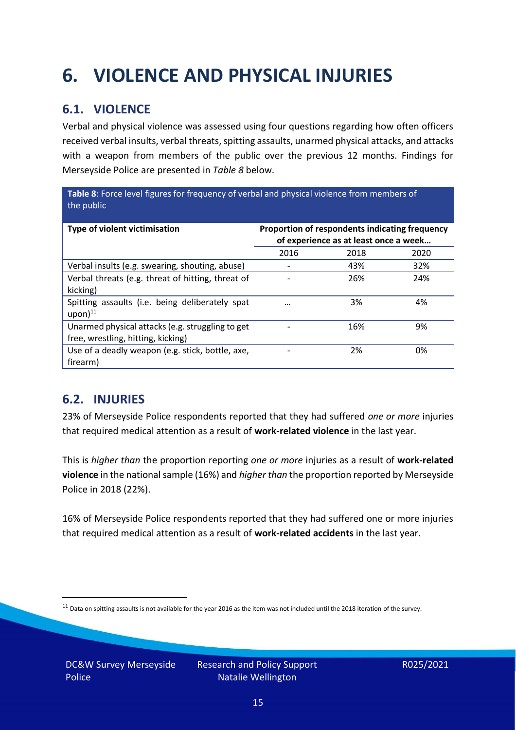# 6. VIOLENCE AND PHYSICAL INJURIES

## 6.1. VIOLENCE

Verbal and physical violence was assessed using four questions regarding how often officers received verbal insults, verbal threats, spitting assaults, unarmed physical attacks, and attacks with a weapon from members of the public over the previous 12 months. Findings for Merseyside Police are presented in *Table 8* below.

**Table 8**: Force level figures for frequency of verbal and physical violence from members of the public

| Type of violent victimisation | Proportion of respondents indicating frequency of experience as at least once a week… | | |
|---|---|---|---|
| | 2016 | 2018 | 2020 |
| Verbal insults (e.g. swearing, shouting, abuse) | - | 43% | 32% |
| Verbal threats (e.g. threat of hitting, threat of kicking) | - | 26% | 24% |
| Spitting assaults (i.e. being deliberately spat upon)[11] | … | 3% | 4% |
| Unarmed physical attacks (e.g. struggling to get free, wrestling, hitting, kicking) | - | 16% | 9% |
| Use of a deadly weapon (e.g. stick, bottle, axe, firearm) | - | 2% | 0% |

## 6.2. INJURIES

23% of Merseyside Police respondents reported that they had suffered *one or more* injuries that required medical attention as a result of **work-related violence** in the last year.

This is *higher than* the proportion reporting *one or more* injuries as a result of **work-related violence** in the national sample (16%) and *higher than* the proportion reported by Merseyside Police in 2018 (22%).

16% of Merseyside Police respondents reported that they had suffered one or more injuries that required medical attention as a result of **work-related accidents** in the last year.

[11] Data on spitting assaults is not available for the year 2016 as the item was not included until the 2018 iteration of the survey.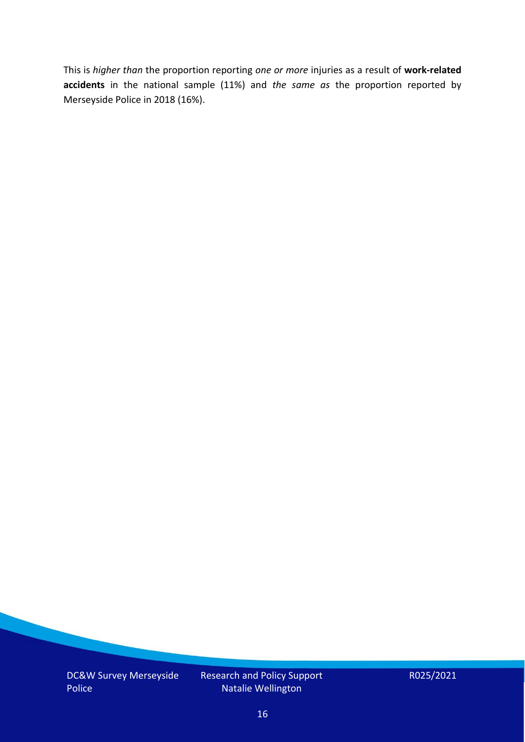This is *higher than* the proportion reporting *one or more* injuries as a result of **work-related accidents** in the national sample (11%) and *the same as* the proportion reported by Merseyside Police in 2018 (16%).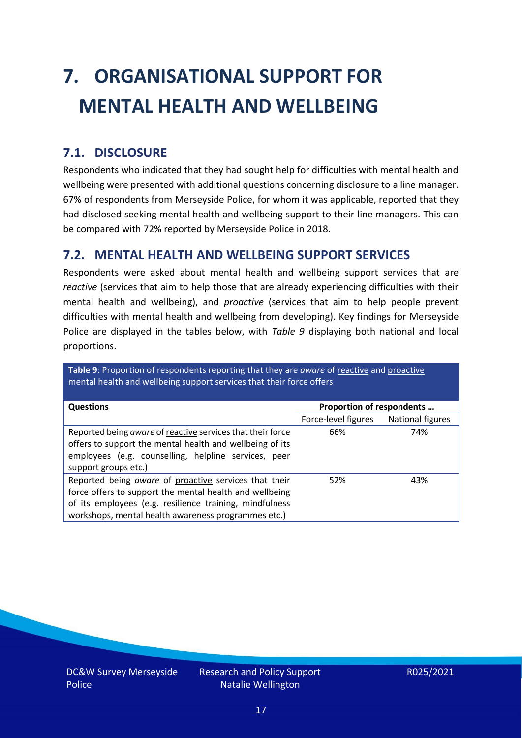# 7. ORGANISATIONAL SUPPORT FOR MENTAL HEALTH AND WELLBEING

## 7.1. DISCLOSURE

Respondents who indicated that they had sought help for difficulties with mental health and wellbeing were presented with additional questions concerning disclosure to a line manager. 67% of respondents from Merseyside Police, for whom it was applicable, reported that they had disclosed seeking mental health and wellbeing support to their line managers. This can be compared with 72% reported by Merseyside Police in 2018.

## 7.2. MENTAL HEALTH AND WELLBEING SUPPORT SERVICES

Respondents were asked about mental health and wellbeing support services that are *reactive* (services that aim to help those that are already experiencing difficulties with their mental health and wellbeing), and *proactive* (services that aim to help people prevent difficulties with mental health and wellbeing from developing). Key findings for Merseyside Police are displayed in the tables below, with *Table 9* displaying both national and local proportions.

**Table 9**: Proportion of respondents reporting that they are *aware* of reactive and proactive mental health and wellbeing support services that their force offers

| Questions | Proportion of respondents … | |
|---|---|---|
| | Force-level figures | National figures |
| Reported being *aware* of reactive services that their force offers to support the mental health and wellbeing of its employees (e.g. counselling, helpline services, peer support groups etc.) | 66% | 74% |
| Reported being *aware* of proactive services that their force offers to support the mental health and wellbeing of its employees (e.g. resilience training, mindfulness workshops, mental health awareness programmes etc.) | 52% | 43% |

DC&W Survey Merseyside Police | Research and Policy Support Natalie Wellington | R025/2021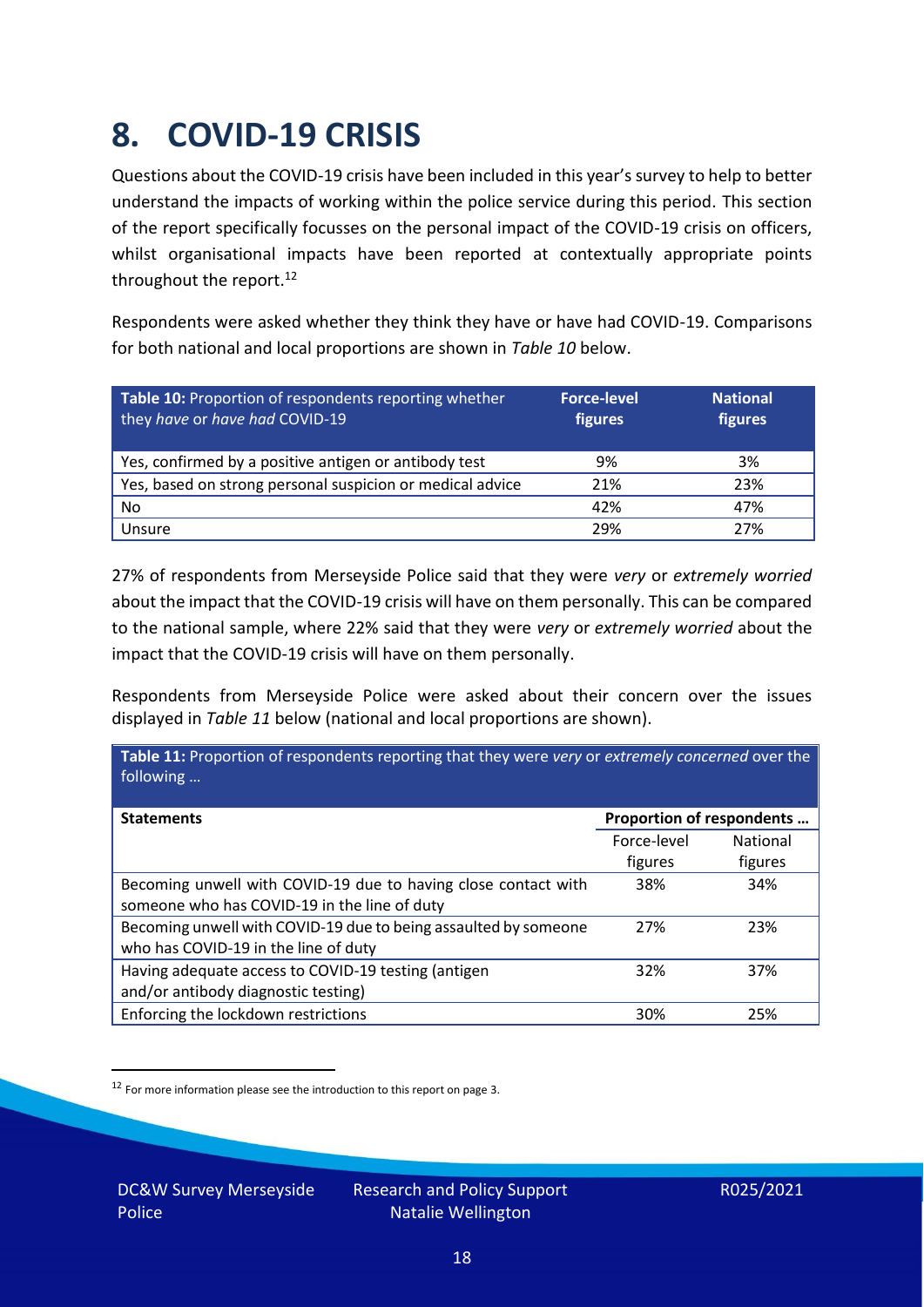# 8. COVID-19 CRISIS

Questions about the COVID-19 crisis have been included in this year's survey to help to better understand the impacts of working within the police service during this period. This section of the report specifically focusses on the personal impact of the COVID-19 crisis on officers, whilst organisational impacts have been reported at contextually appropriate points throughout the report.[12]

Respondents were asked whether they think they have or have had COVID-19. Comparisons for both national and local proportions are shown in *Table 10* below.

| **Table 10:** Proportion of respondents reporting whether they *have* or *have had* COVID-19 | **Force-level figures** | **National figures** |
|---|---|---|
| Yes, confirmed by a positive antigen or antibody test | 9% | 3% |
| Yes, based on strong personal suspicion or medical advice | 21% | 23% |
| No | 42% | 47% |
| Unsure | 29% | 27% |

27% of respondents from Merseyside Police said that they were *very* or *extremely worried* about the impact that the COVID-19 crisis will have on them personally. This can be compared to the national sample, where 22% said that they were *very* or *extremely worried* about the impact that the COVID-19 crisis will have on them personally.

Respondents from Merseyside Police were asked about their concern over the issues displayed in *Table 11* below (national and local proportions are shown).

**Table 11:** Proportion of respondents reporting that they were *very* or *extremely concerned* over the following …

| **Statements** | **Proportion of respondents …** | |
|---|---|---|
| | Force-level figures | National figures |
| Becoming unwell with COVID-19 due to having close contact with someone who has COVID-19 in the line of duty | 38% | 34% |
| Becoming unwell with COVID-19 due to being assaulted by someone who has COVID-19 in the line of duty | 27% | 23% |
| Having adequate access to COVID-19 testing (antigen and/or antibody diagnostic testing) | 32% | 37% |
| Enforcing the lockdown restrictions | 30% | 25% |

[12] For more information please see the introduction to this report on page 3.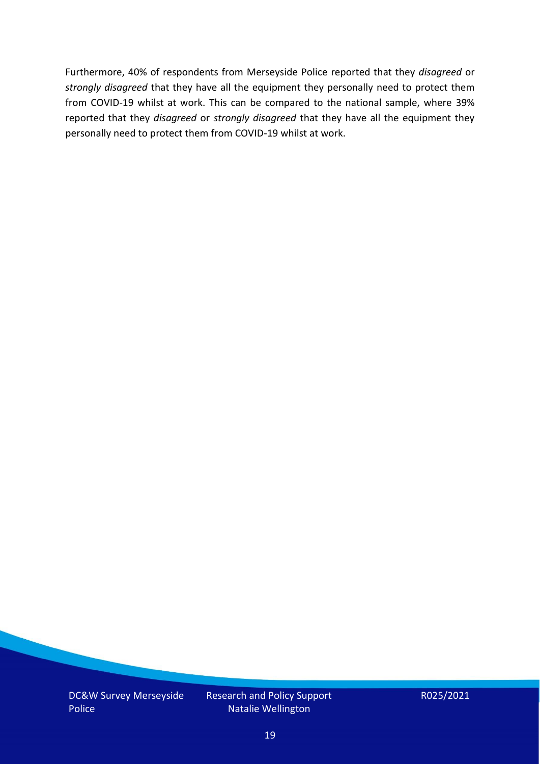Furthermore, 40% of respondents from Merseyside Police reported that they *disagreed* or *strongly disagreed* that they have all the equipment they personally need to protect them from COVID-19 whilst at work. This can be compared to the national sample, where 39% reported that they *disagreed* or *strongly disagreed* that they have all the equipment they personally need to protect them from COVID-19 whilst at work.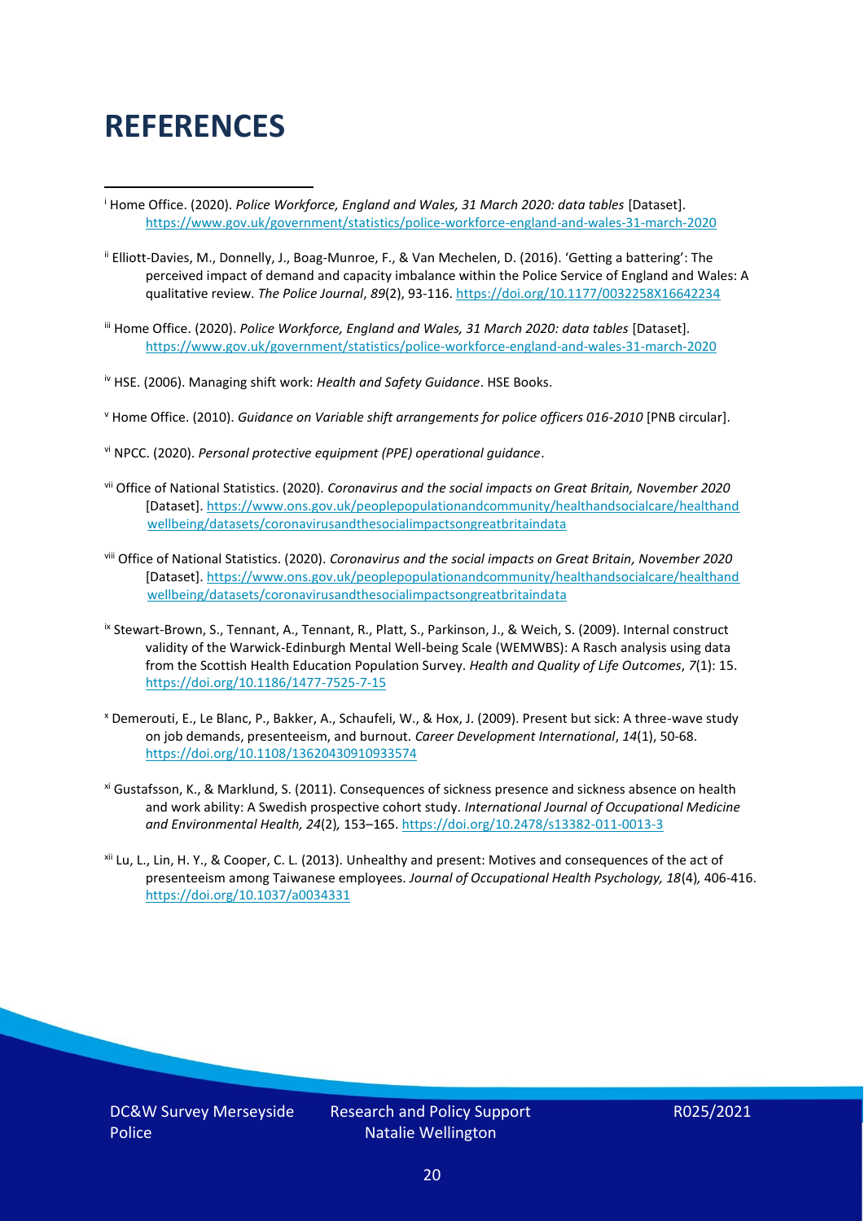# REFERENCES

[i] Home Office. (2020). *Police Workforce, England and Wales, 31 March 2020: data tables* [Dataset]. https://www.gov.uk/government/statistics/police-workforce-england-and-wales-31-march-2020

[ii] Elliott-Davies, M., Donnelly, J., Boag-Munroe, F., & Van Mechelen, D. (2016). 'Getting a battering': The perceived impact of demand and capacity imbalance within the Police Service of England and Wales: A qualitative review. *The Police Journal*, *89*(2), 93-116. https://doi.org/10.1177/0032258X16642234

[iii] Home Office. (2020). *Police Workforce, England and Wales, 31 March 2020: data tables* [Dataset]. https://www.gov.uk/government/statistics/police-workforce-england-and-wales-31-march-2020

[iv] HSE. (2006). Managing shift work: *Health and Safety Guidance*. HSE Books.

[v] Home Office. (2010). *Guidance on Variable shift arrangements for police officers 016-2010* [PNB circular].

[vi] NPCC. (2020). *Personal protective equipment (PPE) operational guidance*.

[vii] Office of National Statistics. (2020). *Coronavirus and the social impacts on Great Britain, November 2020* [Dataset]. https://www.ons.gov.uk/peoplepopulationandcommunity/healthandsocialcare/healthandwellbeing/datasets/coronavirusandthesocialimpactsongreatbritaindata

[viii] Office of National Statistics. (2020). *Coronavirus and the social impacts on Great Britain, November 2020* [Dataset]. https://www.ons.gov.uk/peoplepopulationandcommunity/healthandsocialcare/healthandwellbeing/datasets/coronavirusandthesocialimpactsongreatbritaindata

[ix] Stewart-Brown, S., Tennant, A., Tennant, R., Platt, S., Parkinson, J., & Weich, S. (2009). Internal construct validity of the Warwick-Edinburgh Mental Well-being Scale (WEMWBS): A Rasch analysis using data from the Scottish Health Education Population Survey. *Health and Quality of Life Outcomes*, *7*(1): 15. https://doi.org/10.1186/1477-7525-7-15

[x] Demerouti, E., Le Blanc, P., Bakker, A., Schaufeli, W., & Hox, J. (2009). Present but sick: A three-wave study on job demands, presenteeism, and burnout. *Career Development International*, *14*(1), 50-68. https://doi.org/10.1108/13620430910933574

[xi] Gustafsson, K., & Marklund, S. (2011). Consequences of sickness presence and sickness absence on health and work ability: A Swedish prospective cohort study. *International Journal of Occupational Medicine and Environmental Health, 24*(2)*,* 153–165. https://doi.org/10.2478/s13382-011-0013-3

[xii] Lu, L., Lin, H. Y., & Cooper, C. L. (2013). Unhealthy and present: Motives and consequences of the act of presenteeism among Taiwanese employees. *Journal of Occupational Health Psychology, 18*(4)*,* 406-416. https://doi.org/10.1037/a0034331